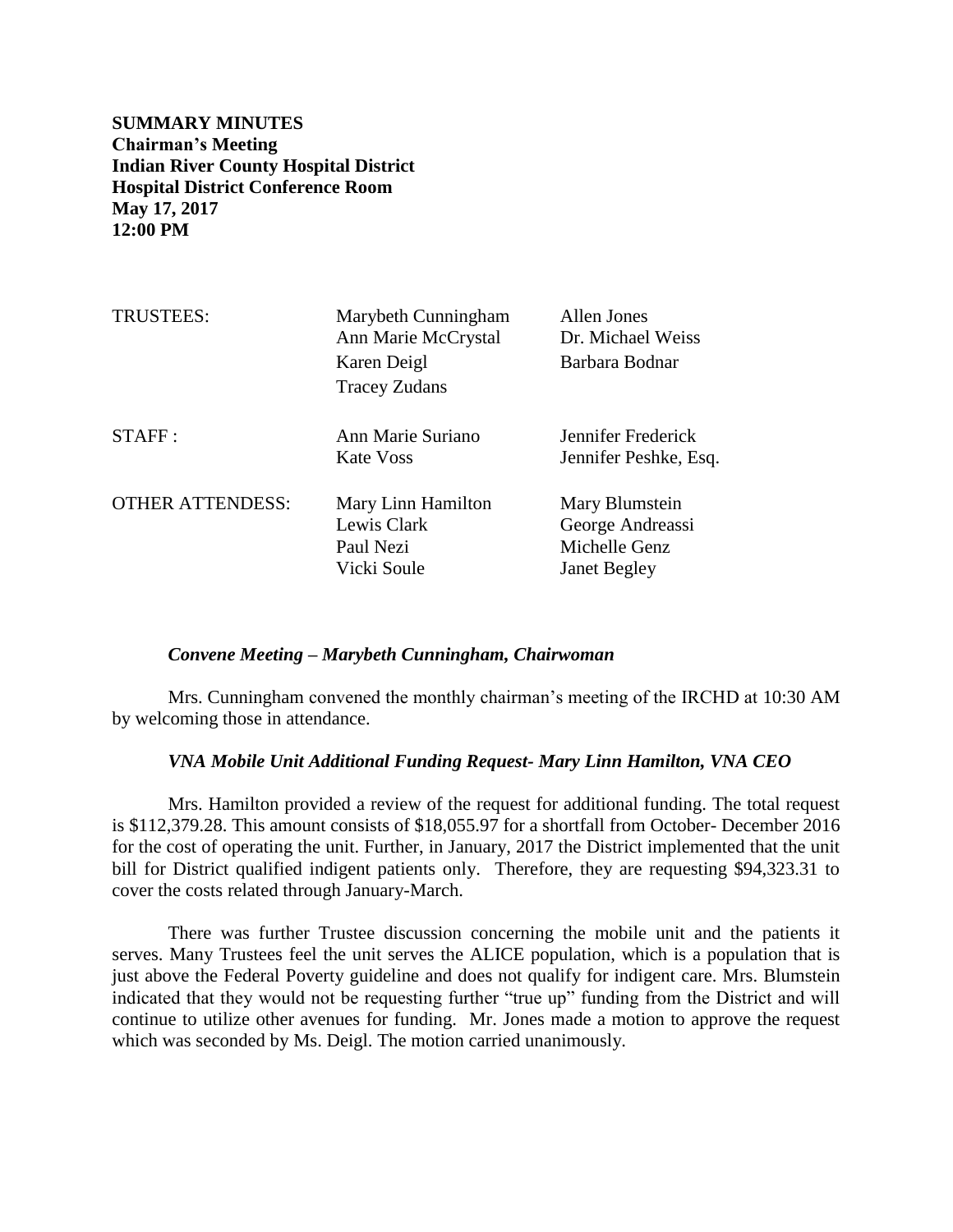**SUMMARY MINUTES**
**Chairman's Meeting**
**Indian River County Hospital District**
**Hospital District Conference Room**
**May 17, 2017**
**12:00 PM**

| | | |
|---|---|---|
| TRUSTEES: | Marybeth Cunningham | Allen Jones |
| | Ann Marie McCrystal | Dr. Michael Weiss |
| | Karen Deigl | Barbara Bodnar |
| | Tracey Zudans | |
| STAFF : | Ann Marie Suriano | Jennifer Frederick |
| | Kate Voss | Jennifer Peshke, Esq. |
| OTHER ATTENDESS: | Mary Linn Hamilton | Mary Blumstein |
| | Lewis Clark | George Andreassi |
| | Paul Nezi | Michelle Genz |
| | Vicki Soule | Janet Begley |

***Convene Meeting – Marybeth Cunningham, Chairwoman***

Mrs. Cunningham convened the monthly chairman's meeting of the IRCHD at 10:30 AM by welcoming those in attendance.

***VNA Mobile Unit Additional Funding Request- Mary Linn Hamilton, VNA CEO***

Mrs. Hamilton provided a review of the request for additional funding. The total request is $112,379.28. This amount consists of $18,055.97 for a shortfall from October- December 2016 for the cost of operating the unit. Further, in January, 2017 the District implemented that the unit bill for District qualified indigent patients only. Therefore, they are requesting $94,323.31 to cover the costs related through January-March.

There was further Trustee discussion concerning the mobile unit and the patients it serves. Many Trustees feel the unit serves the ALICE population, which is a population that is just above the Federal Poverty guideline and does not qualify for indigent care. Mrs. Blumstein indicated that they would not be requesting further "true up" funding from the District and will continue to utilize other avenues for funding. Mr. Jones made a motion to approve the request which was seconded by Ms. Deigl. The motion carried unanimously.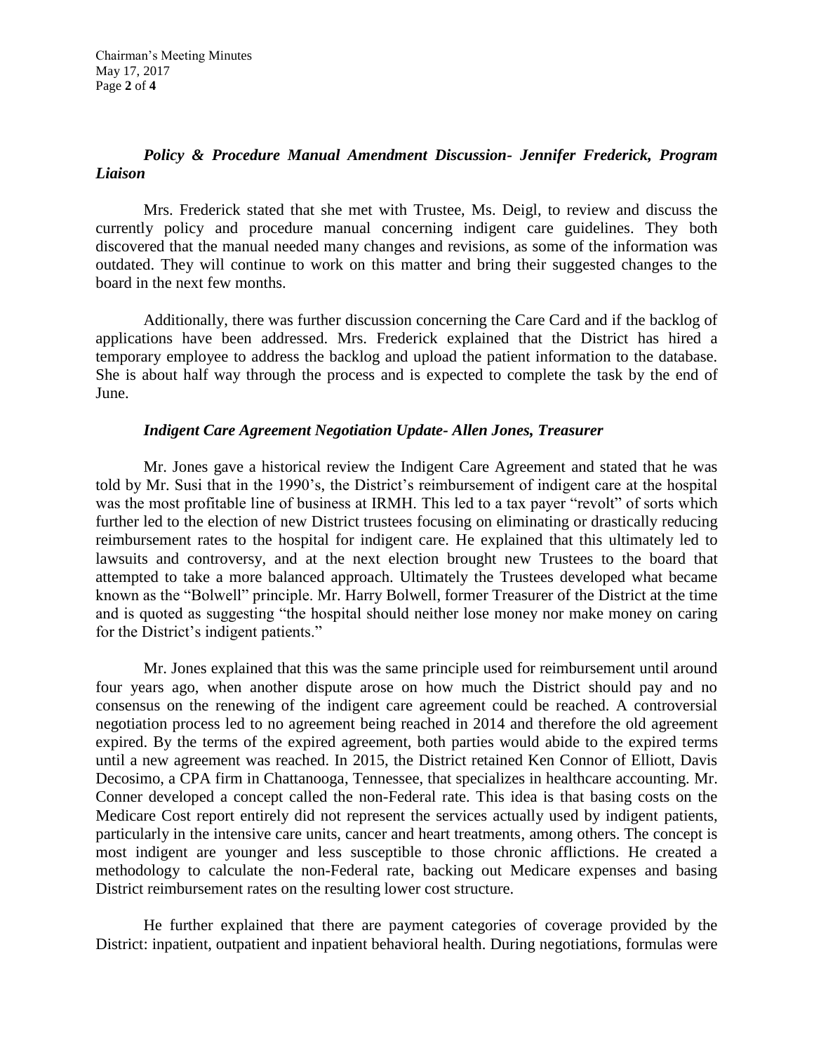***Policy & Procedure Manual Amendment Discussion- Jennifer Frederick, Program Liaison***

Mrs. Frederick stated that she met with Trustee, Ms. Deigl, to review and discuss the currently policy and procedure manual concerning indigent care guidelines. They both discovered that the manual needed many changes and revisions, as some of the information was outdated. They will continue to work on this matter and bring their suggested changes to the board in the next few months.

Additionally, there was further discussion concerning the Care Card and if the backlog of applications have been addressed. Mrs. Frederick explained that the District has hired a temporary employee to address the backlog and upload the patient information to the database. She is about half way through the process and is expected to complete the task by the end of June.

***Indigent Care Agreement Negotiation Update- Allen Jones, Treasurer***

Mr. Jones gave a historical review the Indigent Care Agreement and stated that he was told by Mr. Susi that in the 1990's, the District's reimbursement of indigent care at the hospital was the most profitable line of business at IRMH. This led to a tax payer "revolt" of sorts which further led to the election of new District trustees focusing on eliminating or drastically reducing reimbursement rates to the hospital for indigent care. He explained that this ultimately led to lawsuits and controversy, and at the next election brought new Trustees to the board that attempted to take a more balanced approach. Ultimately the Trustees developed what became known as the "Bolwell" principle. Mr. Harry Bolwell, former Treasurer of the District at the time and is quoted as suggesting "the hospital should neither lose money nor make money on caring for the District's indigent patients."

Mr. Jones explained that this was the same principle used for reimbursement until around four years ago, when another dispute arose on how much the District should pay and no consensus on the renewing of the indigent care agreement could be reached. A controversial negotiation process led to no agreement being reached in 2014 and therefore the old agreement expired. By the terms of the expired agreement, both parties would abide to the expired terms until a new agreement was reached. In 2015, the District retained Ken Connor of Elliott, Davis Decosimo, a CPA firm in Chattanooga, Tennessee, that specializes in healthcare accounting. Mr. Conner developed a concept called the non-Federal rate. This idea is that basing costs on the Medicare Cost report entirely did not represent the services actually used by indigent patients, particularly in the intensive care units, cancer and heart treatments, among others. The concept is most indigent are younger and less susceptible to those chronic afflictions. He created a methodology to calculate the non-Federal rate, backing out Medicare expenses and basing District reimbursement rates on the resulting lower cost structure.

He further explained that there are payment categories of coverage provided by the District: inpatient, outpatient and inpatient behavioral health. During negotiations, formulas were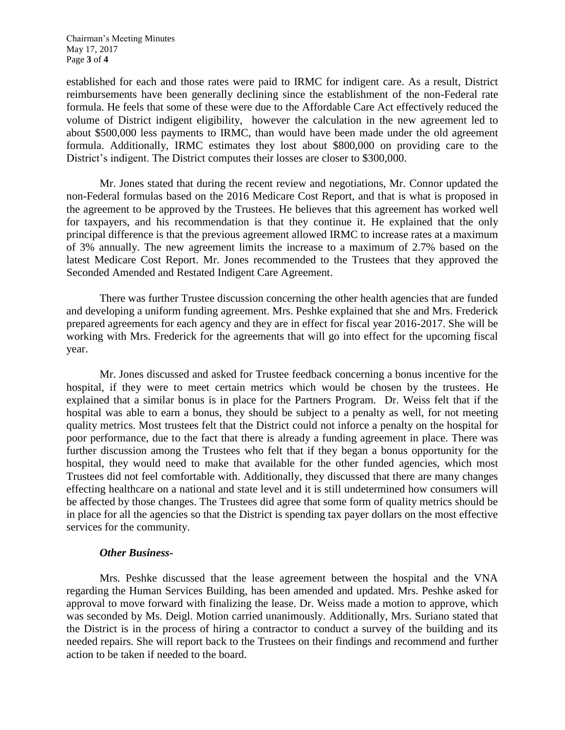established for each and those rates were paid to IRMC for indigent care. As a result, District reimbursements have been generally declining since the establishment of the non-Federal rate formula. He feels that some of these were due to the Affordable Care Act effectively reduced the volume of District indigent eligibility, however the calculation in the new agreement led to about $500,000 less payments to IRMC, than would have been made under the old agreement formula. Additionally, IRMC estimates they lost about $800,000 on providing care to the District's indigent. The District computes their losses are closer to $300,000.

Mr. Jones stated that during the recent review and negotiations, Mr. Connor updated the non-Federal formulas based on the 2016 Medicare Cost Report, and that is what is proposed in the agreement to be approved by the Trustees. He believes that this agreement has worked well for taxpayers, and his recommendation is that they continue it. He explained that the only principal difference is that the previous agreement allowed IRMC to increase rates at a maximum of 3% annually. The new agreement limits the increase to a maximum of 2.7% based on the latest Medicare Cost Report. Mr. Jones recommended to the Trustees that they approved the Seconded Amended and Restated Indigent Care Agreement.

There was further Trustee discussion concerning the other health agencies that are funded and developing a uniform funding agreement. Mrs. Peshke explained that she and Mrs. Frederick prepared agreements for each agency and they are in effect for fiscal year 2016-2017. She will be working with Mrs. Frederick for the agreements that will go into effect for the upcoming fiscal year.

Mr. Jones discussed and asked for Trustee feedback concerning a bonus incentive for the hospital, if they were to meet certain metrics which would be chosen by the trustees. He explained that a similar bonus is in place for the Partners Program. Dr. Weiss felt that if the hospital was able to earn a bonus, they should be subject to a penalty as well, for not meeting quality metrics. Most trustees felt that the District could not inforce a penalty on the hospital for poor performance, due to the fact that there is already a funding agreement in place. There was further discussion among the Trustees who felt that if they began a bonus opportunity for the hospital, they would need to make that available for the other funded agencies, which most Trustees did not feel comfortable with. Additionally, they discussed that there are many changes effecting healthcare on a national and state level and it is still undetermined how consumers will be affected by those changes. The Trustees did agree that some form of quality metrics should be in place for all the agencies so that the District is spending tax payer dollars on the most effective services for the community.

***Other Business-***

Mrs. Peshke discussed that the lease agreement between the hospital and the VNA regarding the Human Services Building, has been amended and updated. Mrs. Peshke asked for approval to move forward with finalizing the lease. Dr. Weiss made a motion to approve, which was seconded by Ms. Deigl. Motion carried unanimously. Additionally, Mrs. Suriano stated that the District is in the process of hiring a contractor to conduct a survey of the building and its needed repairs. She will report back to the Trustees on their findings and recommend and further action to be taken if needed to the board.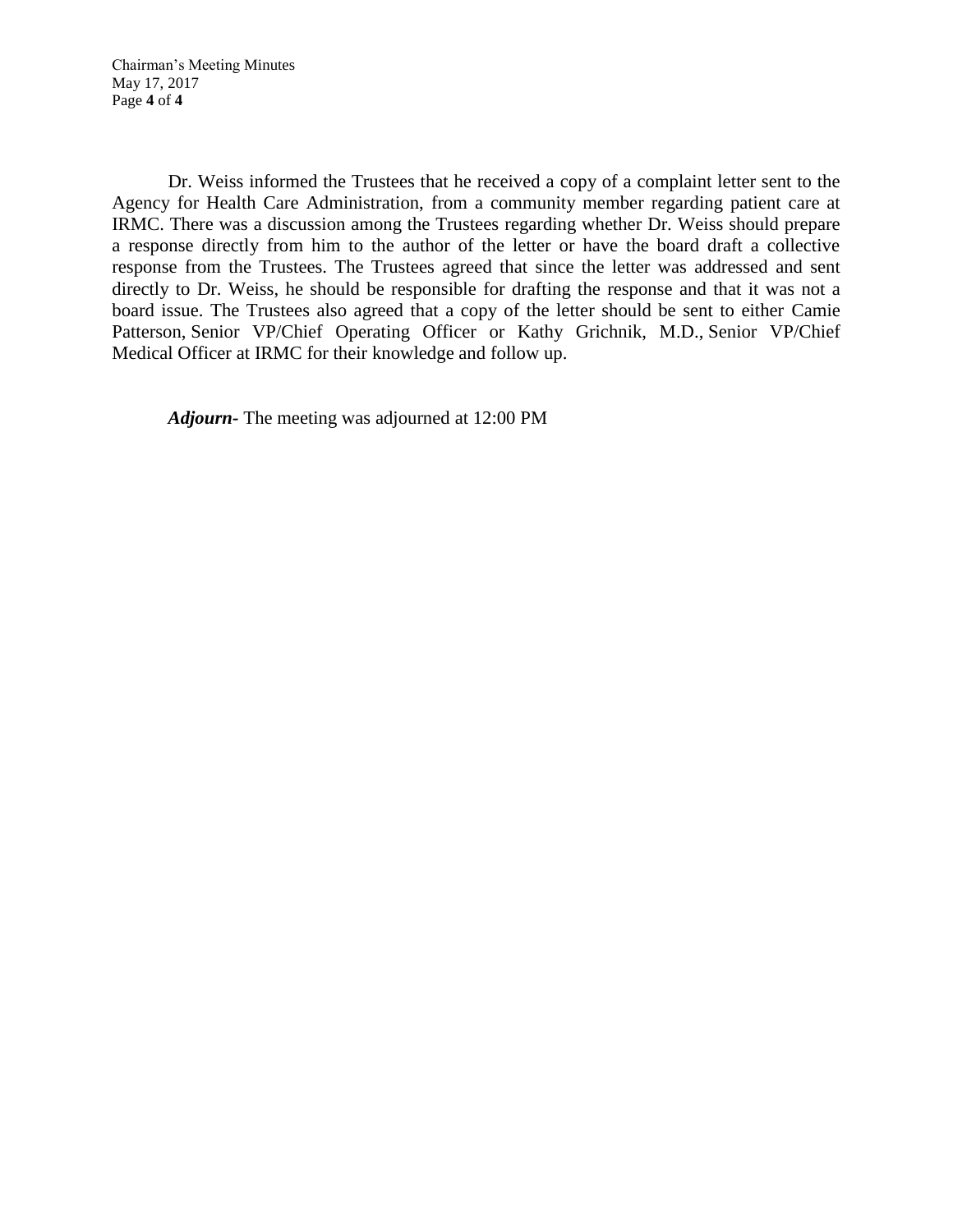Dr. Weiss informed the Trustees that he received a copy of a complaint letter sent to the Agency for Health Care Administration, from a community member regarding patient care at IRMC. There was a discussion among the Trustees regarding whether Dr. Weiss should prepare a response directly from him to the author of the letter or have the board draft a collective response from the Trustees. The Trustees agreed that since the letter was addressed and sent directly to Dr. Weiss, he should be responsible for drafting the response and that it was not a board issue. The Trustees also agreed that a copy of the letter should be sent to either Camie Patterson, Senior VP/Chief Operating Officer or Kathy Grichnik, M.D., Senior VP/Chief Medical Officer at IRMC for their knowledge and follow up.

***Adjourn-*** The meeting was adjourned at 12:00 PM